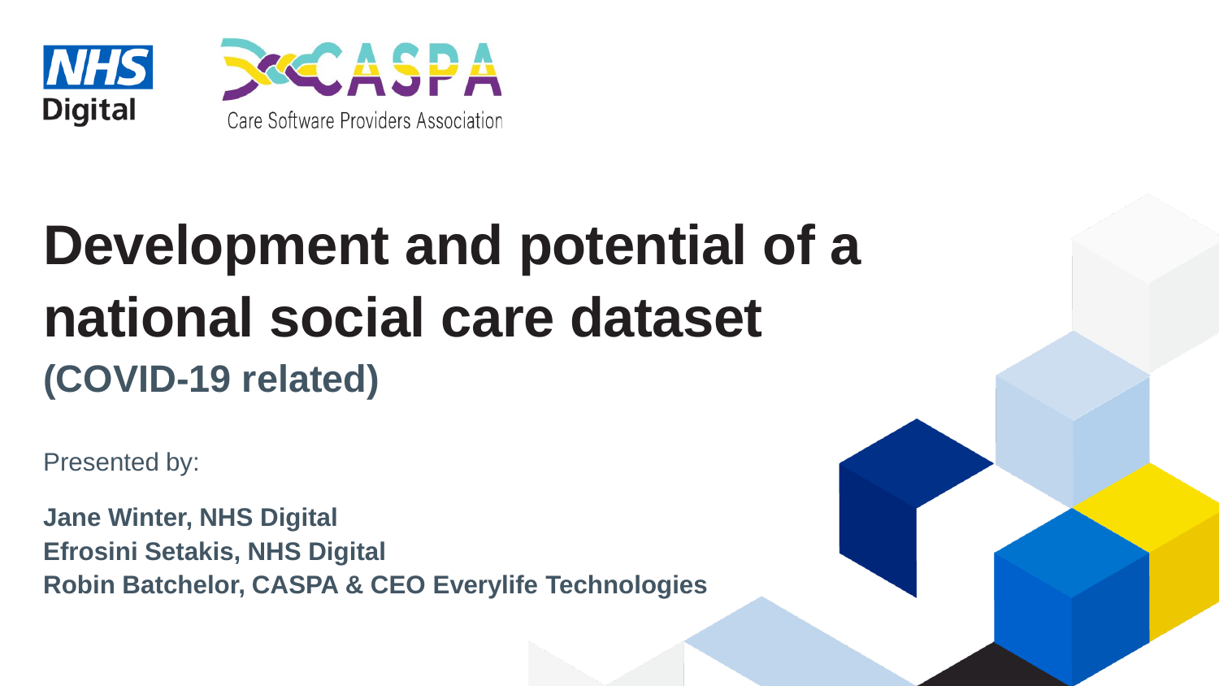NHS Digital

CASPA Care Software Providers Association

# Development and potential of a national social care dataset

## (COVID-19 related)

Presented by:

**Jane Winter, NHS Digital**
**Efrosini Setakis, NHS Digital**
**Robin Batchelor, CASPA & CEO Everylife Technologies**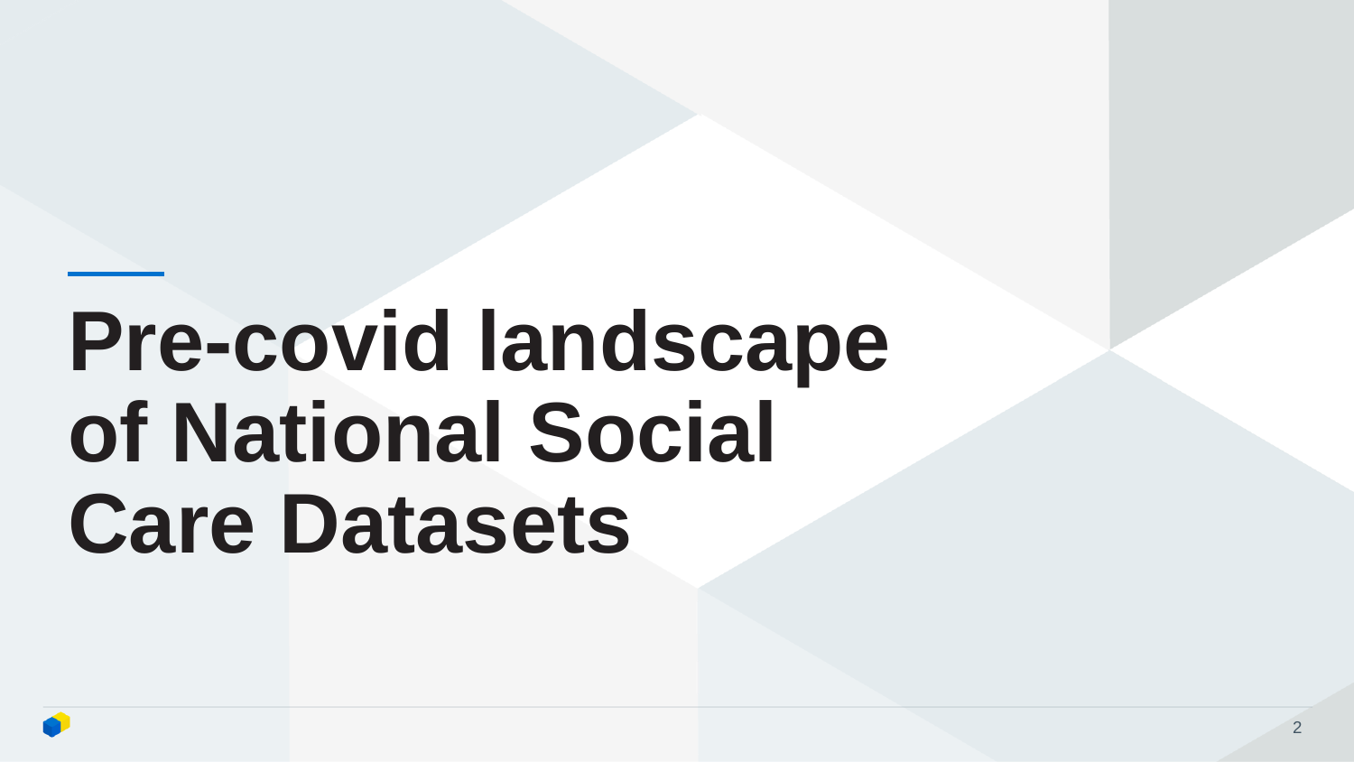# Pre-covid landscape of National Social Care Datasets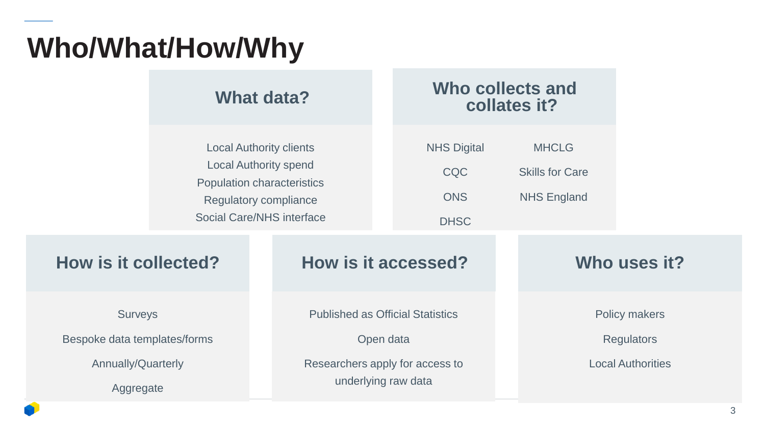# Who/What/How/Why

## What data?

- Local Authority clients
- Local Authority spend
- Population characteristics
- Regulatory compliance
- Social Care/NHS interface

## Who collects and collates it?

- NHS Digital
- CQC
- ONS
- DHSC
- MHCLG
- Skills for Care
- NHS England

## How is it collected?

- Surveys
- Bespoke data templates/forms
- Annually/Quarterly
- Aggregate

## How is it accessed?

- Published as Official Statistics
- Open data
- Researchers apply for access to underlying raw data

## Who uses it?

- Policy makers
- Regulators
- Local Authorities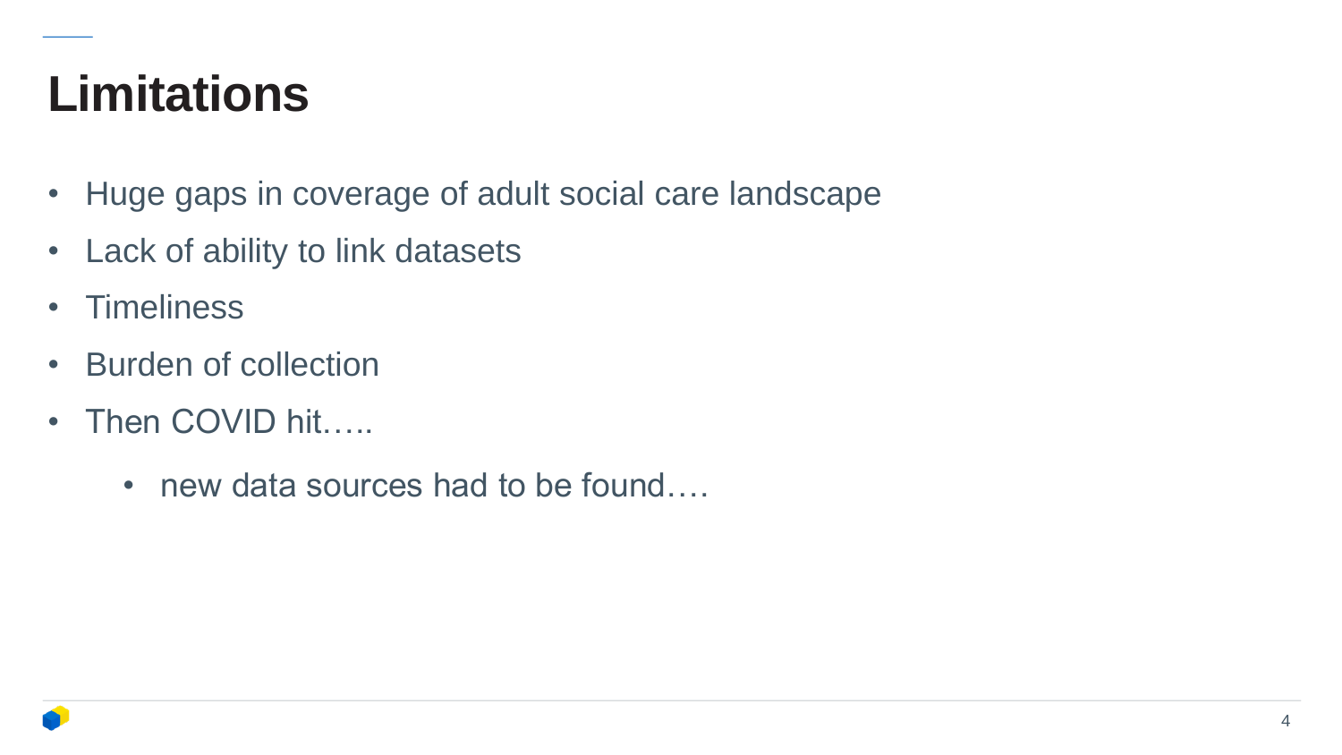# Limitations

- Huge gaps in coverage of adult social care landscape
- Lack of ability to link datasets
- Timeliness
- Burden of collection
- Then COVID hit…..
  - new data sources had to be found….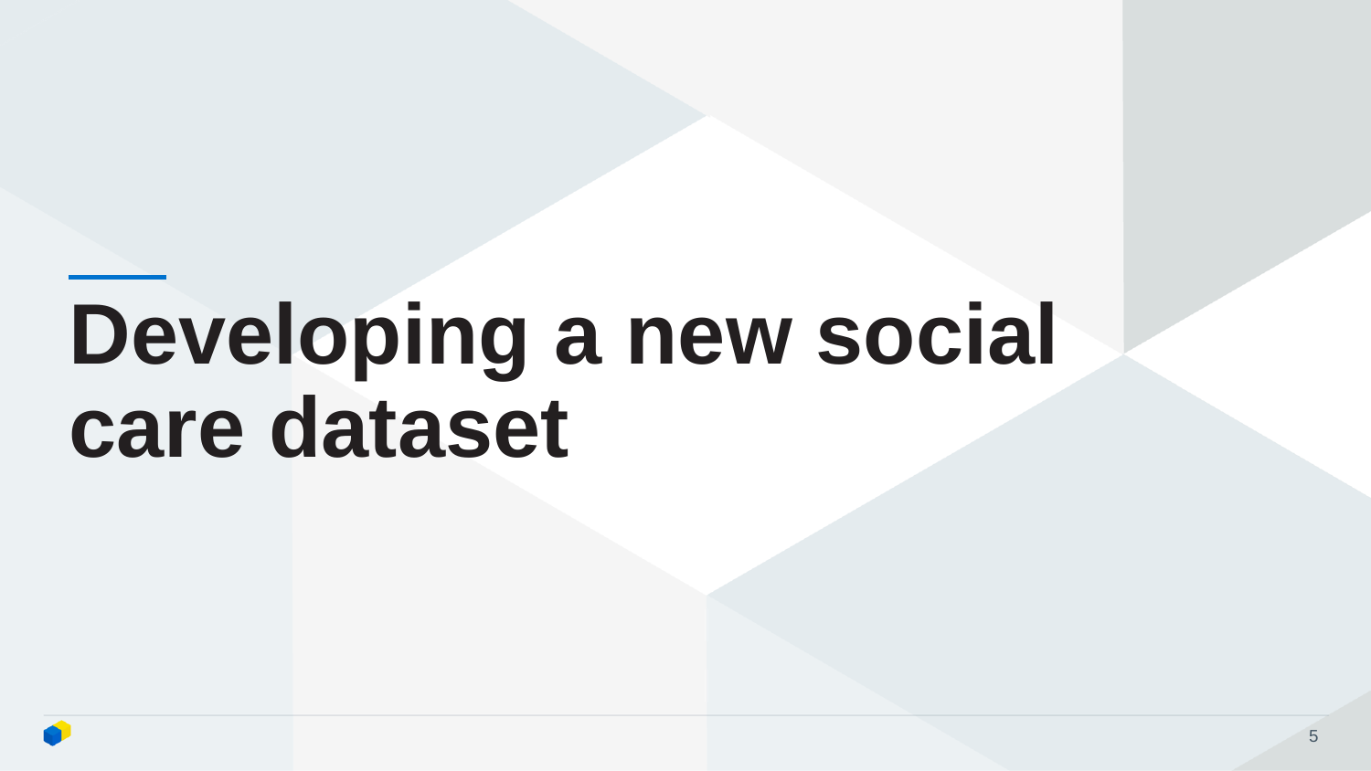# Developing a new social care dataset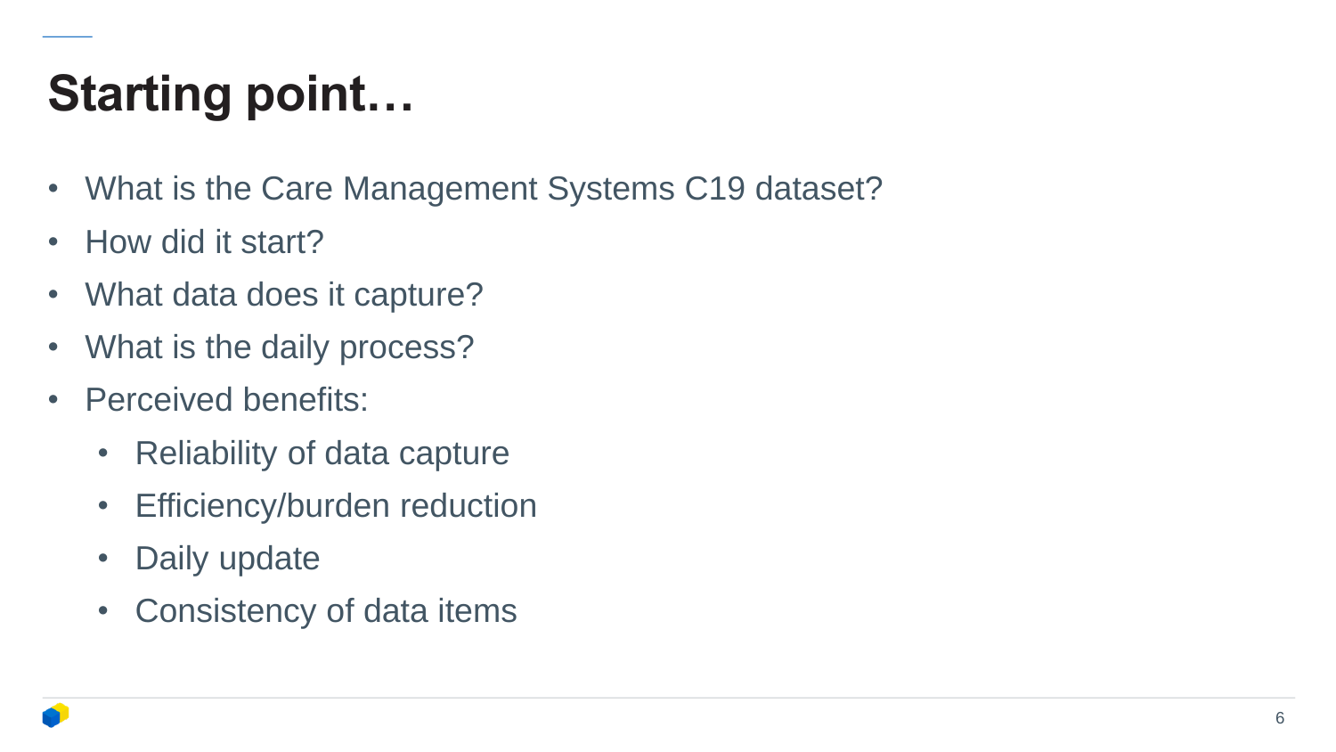# Starting point…

- What is the Care Management Systems C19 dataset?
- How did it start?
- What data does it capture?
- What is the daily process?
- Perceived benefits:
  - Reliability of data capture
  - Efficiency/burden reduction
  - Daily update
  - Consistency of data items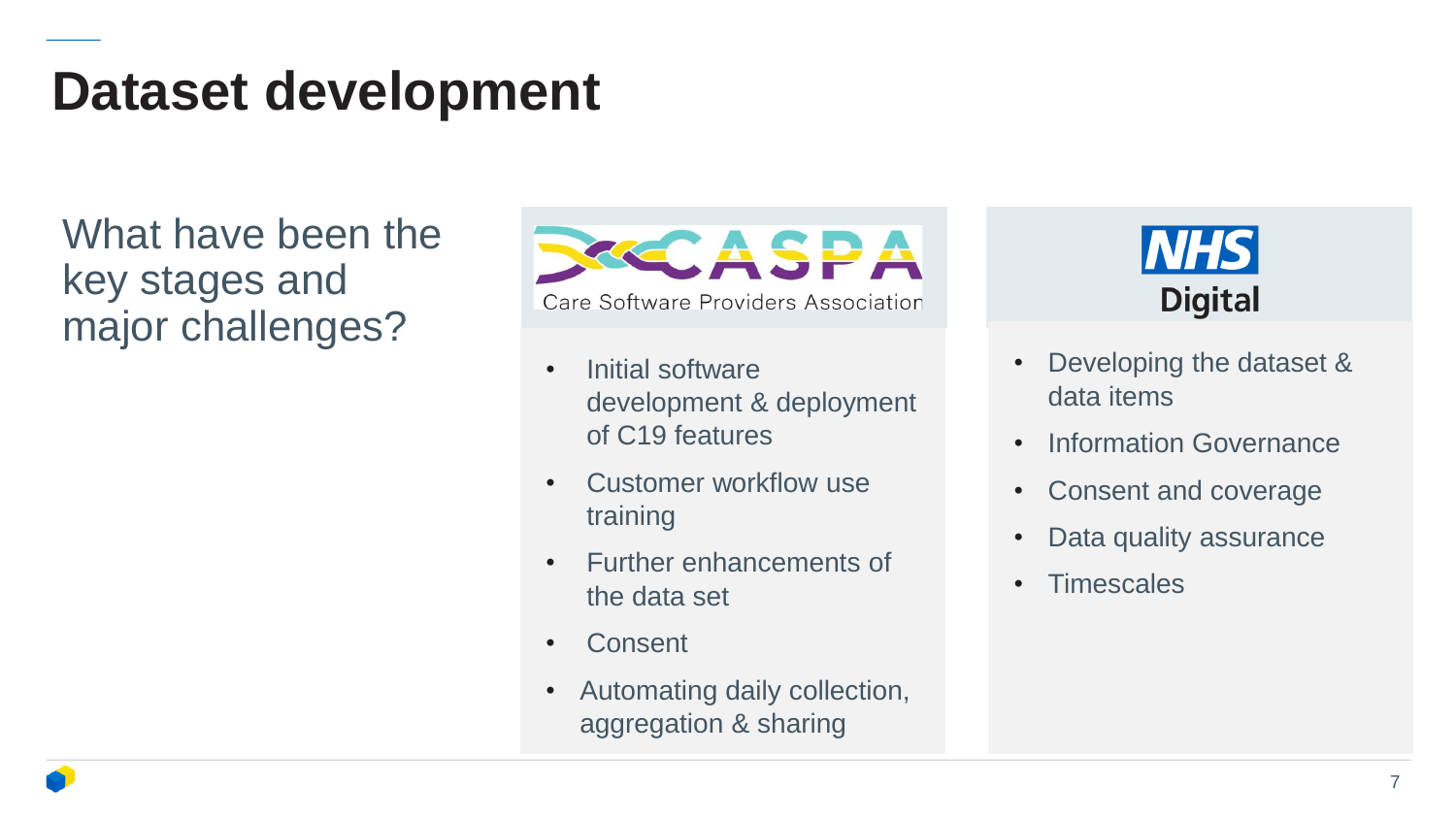# Dataset development

What have been the key stages and major challenges?

## CASPA – Care Software Providers Association

- Initial software development & deployment of C19 features
- Customer workflow use training
- Further enhancements of the data set
- Consent
- Automating daily collection, aggregation & sharing

## NHS Digital

- Developing the dataset & data items
- Information Governance
- Consent and coverage
- Data quality assurance
- Timescales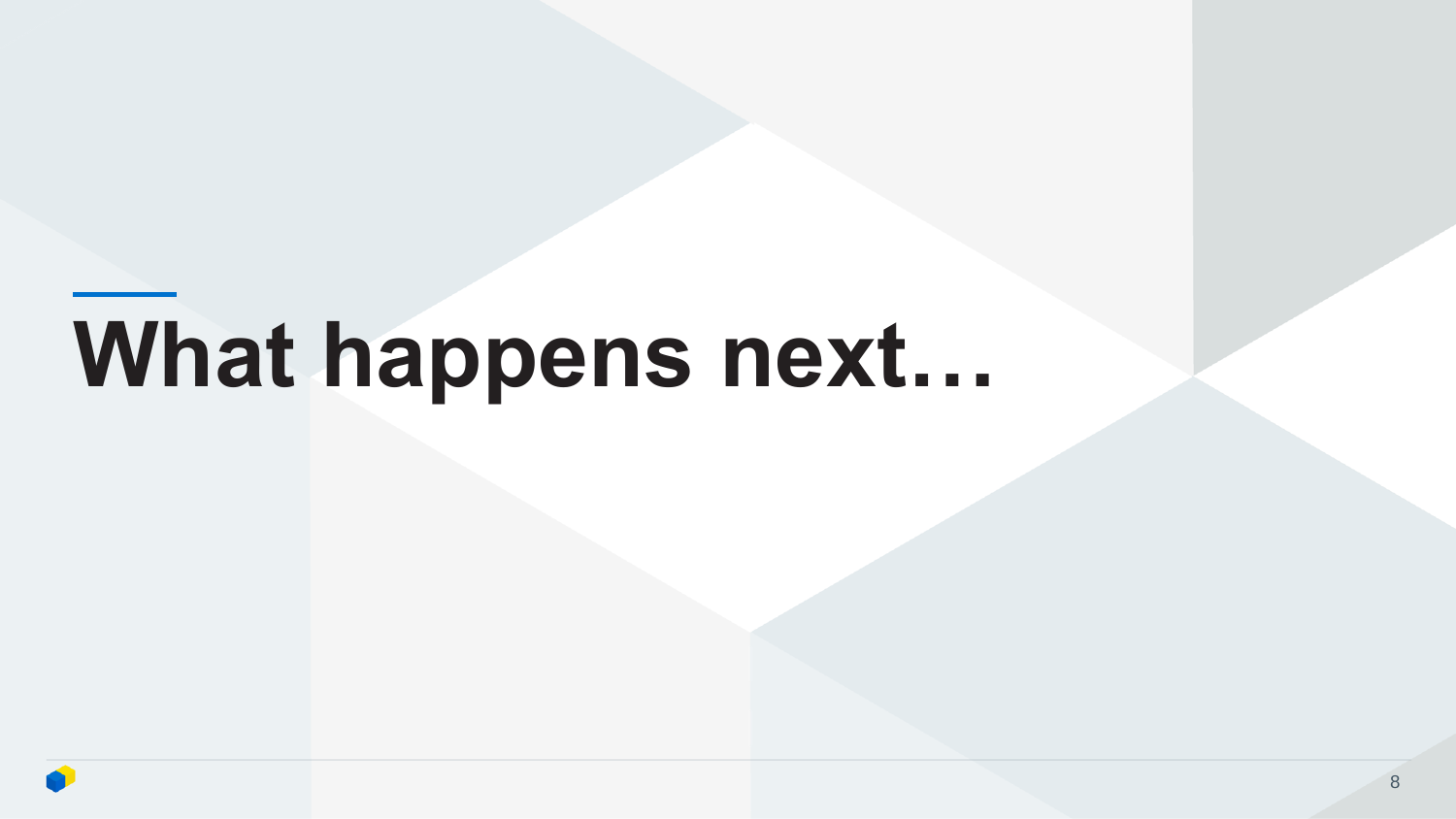# What happens next…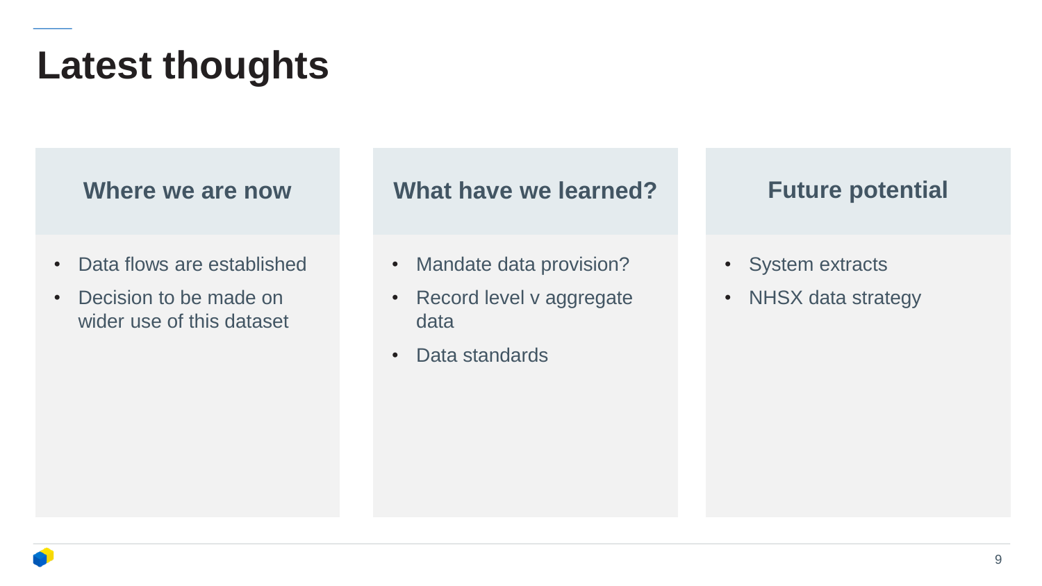# Latest thoughts

## Where we are now

- Data flows are established
- Decision to be made on wider use of this dataset

## What have we learned?

- Mandate data provision?
- Record level v aggregate data
- Data standards

## Future potential

- System extracts
- NHSX data strategy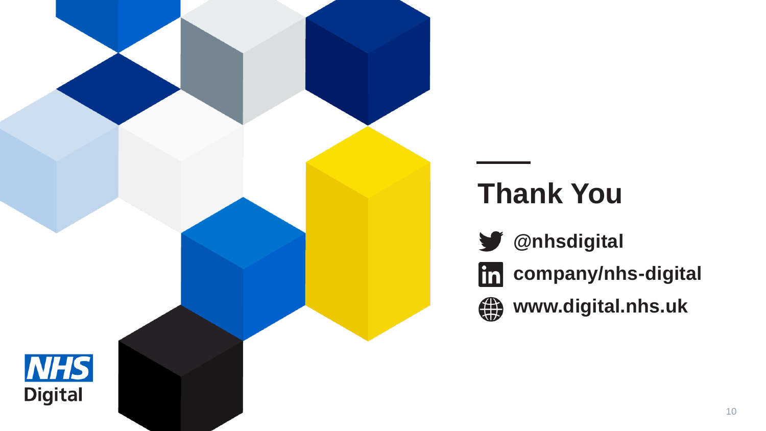# Thank You

@nhsdigital

company/nhs-digital

www.digital.nhs.uk

NHS Digital